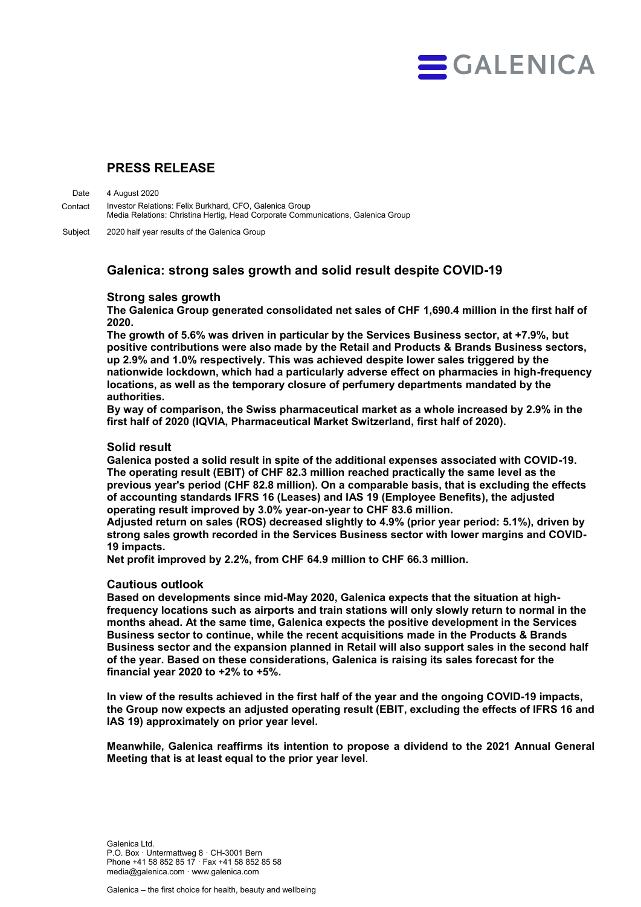GALENICA

# PRESS RELEASE

Date 4 August 2020

Contact Investor Relations: Felix Burkhard, CFO, Galenica Group
Media Relations: Christina Hertig, Head Corporate Communications, Galenica Group

Subject 2020 half year results of the Galenica Group

## Galenica: strong sales growth and solid result despite COVID-19

### Strong sales growth

**The Galenica Group generated consolidated net sales of CHF 1,690.4 million in the first half of 2020.**

**The growth of 5.6% was driven in particular by the Services Business sector, at +7.9%, but positive contributions were also made by the Retail and Products & Brands Business sectors, up 2.9% and 1.0% respectively. This was achieved despite lower sales triggered by the nationwide lockdown, which had a particularly adverse effect on pharmacies in high-frequency locations, as well as the temporary closure of perfumery departments mandated by the authorities.**

**By way of comparison, the Swiss pharmaceutical market as a whole increased by 2.9% in the first half of 2020 (IQVIA, Pharmaceutical Market Switzerland, first half of 2020).**

### Solid result

**Galenica posted a solid result in spite of the additional expenses associated with COVID-19. The operating result (EBIT) of CHF 82.3 million reached practically the same level as the previous year's period (CHF 82.8 million). On a comparable basis, that is excluding the effects of accounting standards IFRS 16 (Leases) and IAS 19 (Employee Benefits), the adjusted operating result improved by 3.0% year-on-year to CHF 83.6 million.**

**Adjusted return on sales (ROS) decreased slightly to 4.9% (prior year period: 5.1%), driven by strong sales growth recorded in the Services Business sector with lower margins and COVID-19 impacts.**

**Net profit improved by 2.2%, from CHF 64.9 million to CHF 66.3 million.**

### Cautious outlook

**Based on developments since mid-May 2020, Galenica expects that the situation at high-frequency locations such as airports and train stations will only slowly return to normal in the months ahead. At the same time, Galenica expects the positive development in the Services Business sector to continue, while the recent acquisitions made in the Products & Brands Business sector and the expansion planned in Retail will also support sales in the second half of the year. Based on these considerations, Galenica is raising its sales forecast for the financial year 2020 to +2% to +5%.**

**In view of the results achieved in the first half of the year and the ongoing COVID-19 impacts, the Group now expects an adjusted operating result (EBIT, excluding the effects of IFRS 16 and IAS 19) approximately on prior year level.**

**Meanwhile, Galenica reaffirms its intention to propose a dividend to the 2021 Annual General Meeting that is at least equal to the prior year level**.

Galenica Ltd.
P.O. Box · Untermattweg 8 · CH-3001 Bern
Phone +41 58 852 85 17 · Fax +41 58 852 85 58
media@galenica.com · www.galenica.com

Galenica – the first choice for health, beauty and wellbeing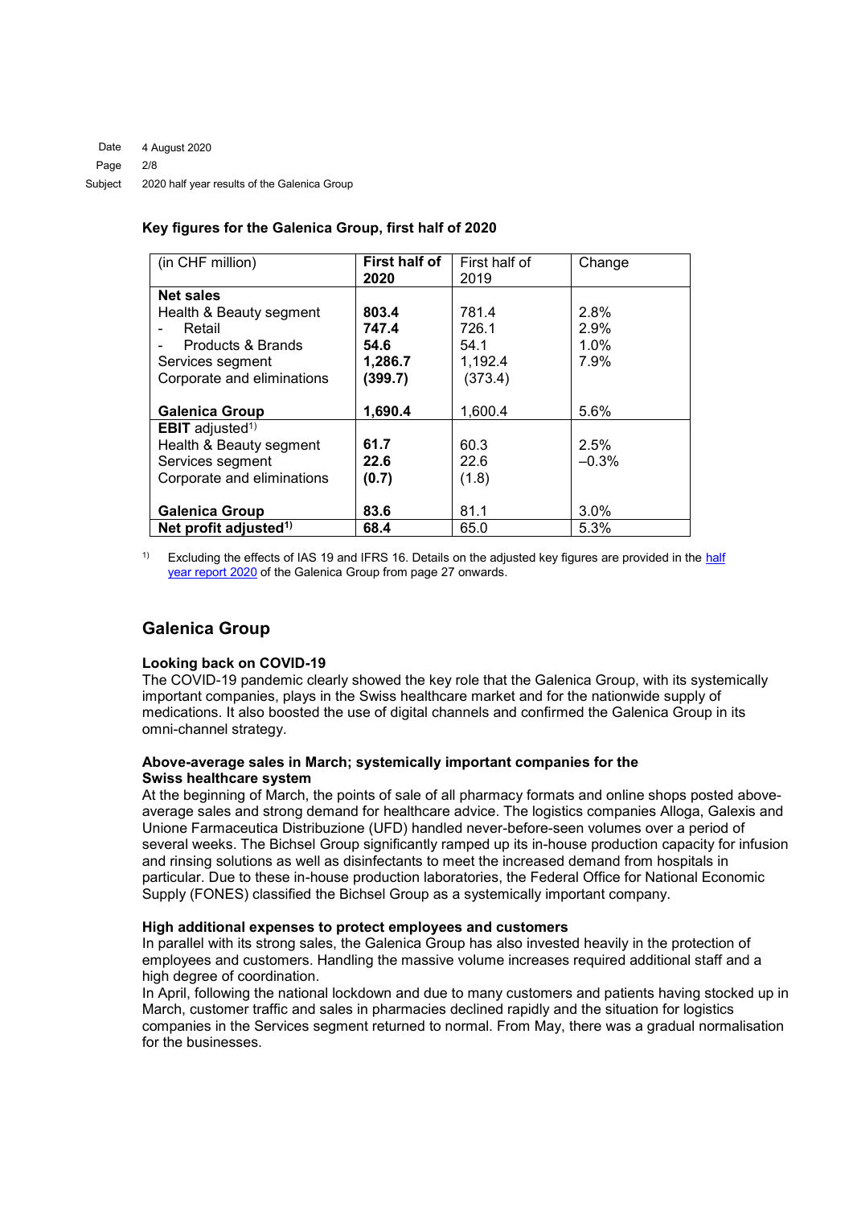### Key figures for the Galenica Group, first half of 2020

| (in CHF million) | First half of 2020 | First half of 2019 | Change |
|---|---|---|---|
| **Net sales** | | | |
| Health & Beauty segment | **803.4** | 781.4 | 2.8% |
| - Retail | **747.4** | 726.1 | 2.9% |
| - Products & Brands | **54.6** | 54.1 | 1.0% |
| Services segment | **1,286.7** | 1,192.4 | 7.9% |
| Corporate and eliminations | **(399.7)** | (373.4) | |
| **Galenica Group** | **1,690.4** | 1,600.4 | 5.6% |
| **EBIT** adjusted[1)] | | | |
| Health & Beauty segment | **61.7** | 60.3 | 2.5% |
| Services segment | **22.6** | 22.6 | –0.3% |
| Corporate and eliminations | **(0.7)** | (1.8) | |
| **Galenica Group** | **83.6** | 81.1 | 3.0% |
| **Net profit adjusted**[1)] | **68.4** | 65.0 | 5.3% |

[1)] Excluding the effects of IAS 19 and IFRS 16. Details on the adjusted key figures are provided in the half year report 2020 of the Galenica Group from page 27 onwards.

## Galenica Group

**Looking back on COVID-19**

The COVID-19 pandemic clearly showed the key role that the Galenica Group, with its systemically important companies, plays in the Swiss healthcare market and for the nationwide supply of medications. It also boosted the use of digital channels and confirmed the Galenica Group in its omni-channel strategy.

**Above-average sales in March; systemically important companies for the Swiss healthcare system**

At the beginning of March, the points of sale of all pharmacy formats and online shops posted above-average sales and strong demand for healthcare advice. The logistics companies Alloga, Galexis and Unione Farmaceutica Distribuzione (UFD) handled never-before-seen volumes over a period of several weeks. The Bichsel Group significantly ramped up its in-house production capacity for infusion and rinsing solutions as well as disinfectants to meet the increased demand from hospitals in particular. Due to these in-house production laboratories, the Federal Office for National Economic Supply (FONES) classified the Bichsel Group as a systemically important company.

**High additional expenses to protect employees and customers**

In parallel with its strong sales, the Galenica Group has also invested heavily in the protection of employees and customers. Handling the massive volume increases required additional staff and a high degree of coordination.

In April, following the national lockdown and due to many customers and patients having stocked up in March, customer traffic and sales in pharmacies declined rapidly and the situation for logistics companies in the Services segment returned to normal. From May, there was a gradual normalisation for the businesses.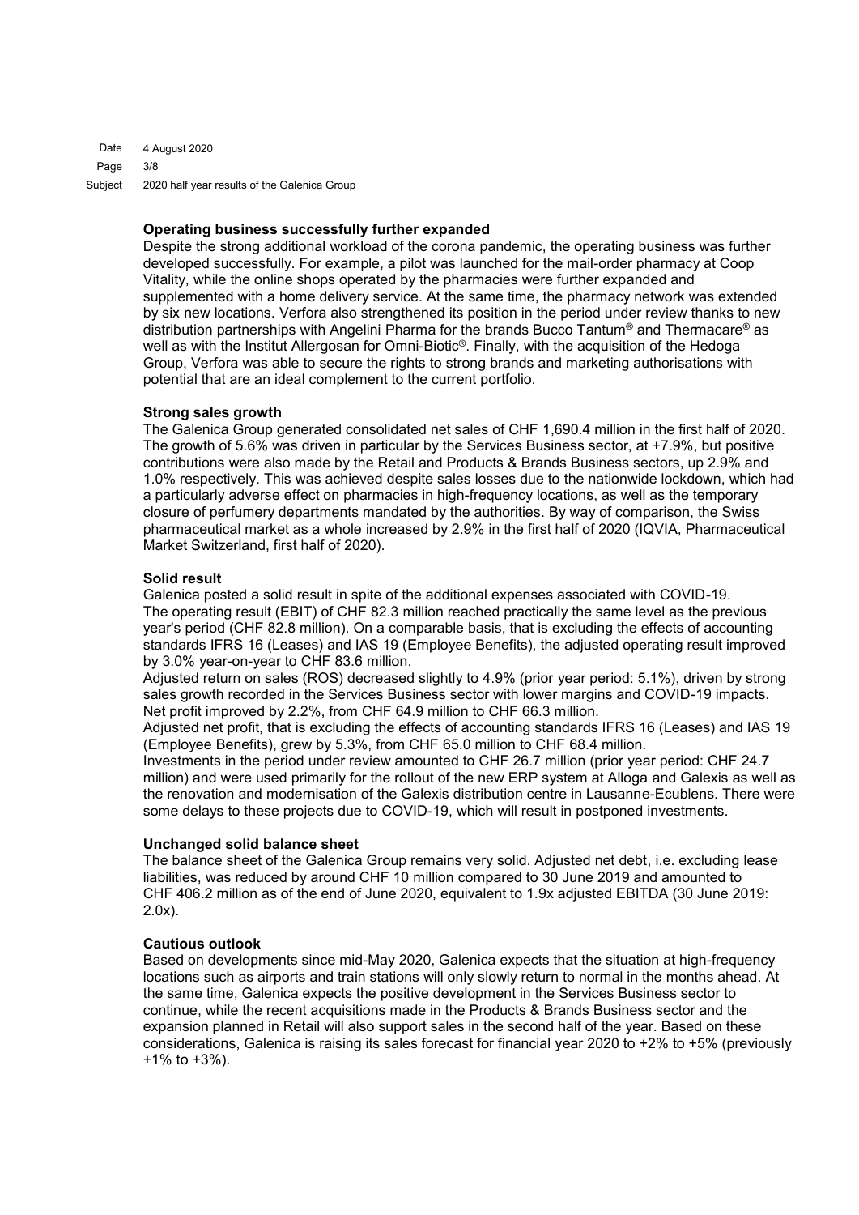**Operating business successfully further expanded**

Despite the strong additional workload of the corona pandemic, the operating business was further developed successfully. For example, a pilot was launched for the mail-order pharmacy at Coop Vitality, while the online shops operated by the pharmacies were further expanded and supplemented with a home delivery service. At the same time, the pharmacy network was extended by six new locations. Verfora also strengthened its position in the period under review thanks to new distribution partnerships with Angelini Pharma for the brands Bucco Tantum® and Thermacare® as well as with the Institut Allergosan for Omni-Biotic®. Finally, with the acquisition of the Hedoga Group, Verfora was able to secure the rights to strong brands and marketing authorisations with potential that are an ideal complement to the current portfolio.

**Strong sales growth**

The Galenica Group generated consolidated net sales of CHF 1,690.4 million in the first half of 2020. The growth of 5.6% was driven in particular by the Services Business sector, at +7.9%, but positive contributions were also made by the Retail and Products & Brands Business sectors, up 2.9% and 1.0% respectively. This was achieved despite sales losses due to the nationwide lockdown, which had a particularly adverse effect on pharmacies in high-frequency locations, as well as the temporary closure of perfumery departments mandated by the authorities. By way of comparison, the Swiss pharmaceutical market as a whole increased by 2.9% in the first half of 2020 (IQVIA, Pharmaceutical Market Switzerland, first half of 2020).

**Solid result**

Galenica posted a solid result in spite of the additional expenses associated with COVID-19.
The operating result (EBIT) of CHF 82.3 million reached practically the same level as the previous year's period (CHF 82.8 million). On a comparable basis, that is excluding the effects of accounting standards IFRS 16 (Leases) and IAS 19 (Employee Benefits), the adjusted operating result improved by 3.0% year-on-year to CHF 83.6 million.
Adjusted return on sales (ROS) decreased slightly to 4.9% (prior year period: 5.1%), driven by strong sales growth recorded in the Services Business sector with lower margins and COVID-19 impacts.
Net profit improved by 2.2%, from CHF 64.9 million to CHF 66.3 million.
Adjusted net profit, that is excluding the effects of accounting standards IFRS 16 (Leases) and IAS 19 (Employee Benefits), grew by 5.3%, from CHF 65.0 million to CHF 68.4 million.
Investments in the period under review amounted to CHF 26.7 million (prior year period: CHF 24.7 million) and were used primarily for the rollout of the new ERP system at Alloga and Galexis as well as the renovation and modernisation of the Galexis distribution centre in Lausanne-Ecublens. There were some delays to these projects due to COVID-19, which will result in postponed investments.

**Unchanged solid balance sheet**

The balance sheet of the Galenica Group remains very solid. Adjusted net debt, i.e. excluding lease liabilities, was reduced by around CHF 10 million compared to 30 June 2019 and amounted to CHF 406.2 million as of the end of June 2020, equivalent to 1.9x adjusted EBITDA (30 June 2019: 2.0x).

**Cautious outlook**

Based on developments since mid-May 2020, Galenica expects that the situation at high-frequency locations such as airports and train stations will only slowly return to normal in the months ahead. At the same time, Galenica expects the positive development in the Services Business sector to continue, while the recent acquisitions made in the Products & Brands Business sector and the expansion planned in Retail will also support sales in the second half of the year. Based on these considerations, Galenica is raising its sales forecast for financial year 2020 to +2% to +5% (previously +1% to +3%).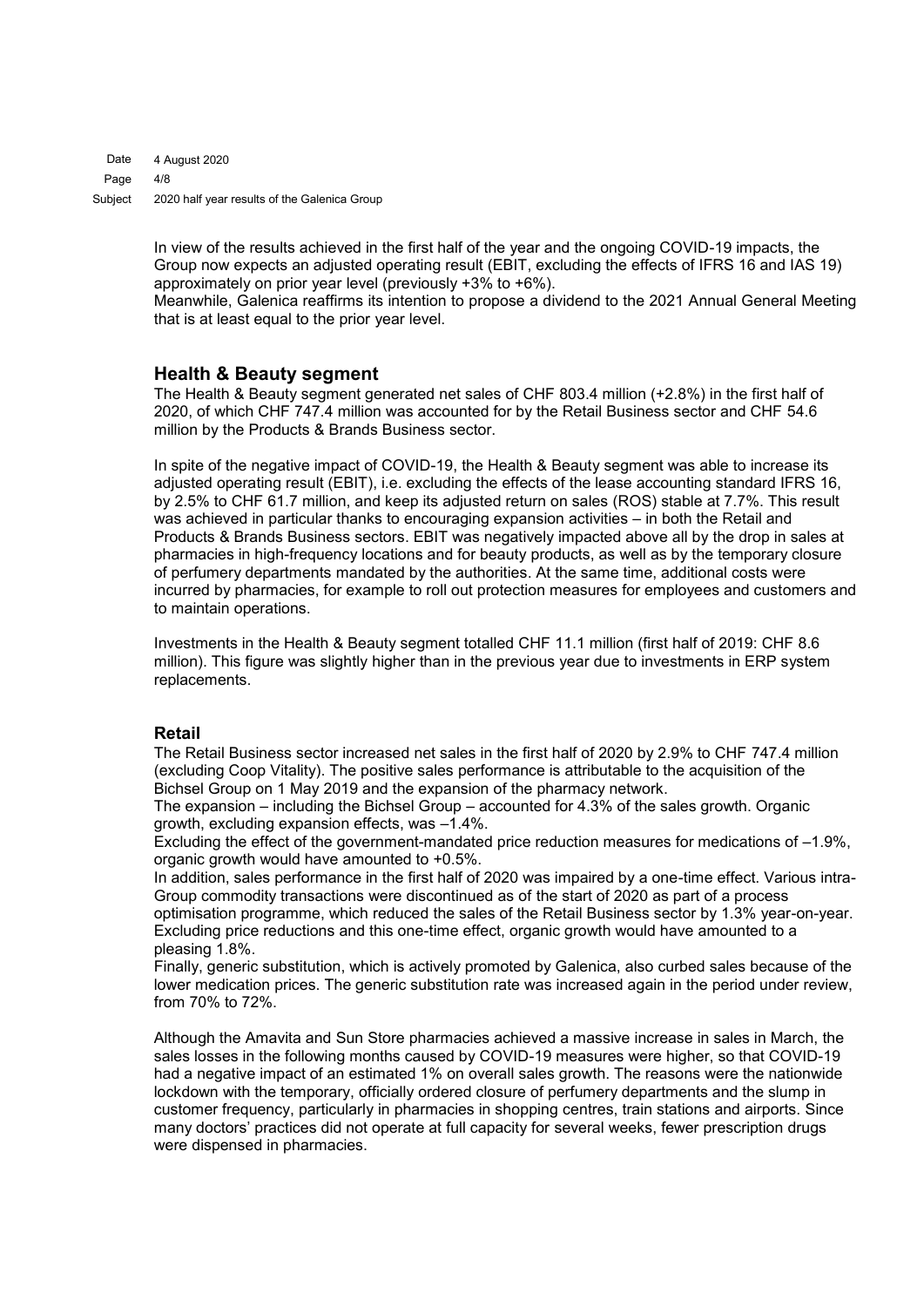In view of the results achieved in the first half of the year and the ongoing COVID-19 impacts, the Group now expects an adjusted operating result (EBIT, excluding the effects of IFRS 16 and IAS 19) approximately on prior year level (previously +3% to +6%).
Meanwhile, Galenica reaffirms its intention to propose a dividend to the 2021 Annual General Meeting that is at least equal to the prior year level.

## Health & Beauty segment

The Health & Beauty segment generated net sales of CHF 803.4 million (+2.8%) in the first half of 2020, of which CHF 747.4 million was accounted for by the Retail Business sector and CHF 54.6 million by the Products & Brands Business sector.

In spite of the negative impact of COVID-19, the Health & Beauty segment was able to increase its adjusted operating result (EBIT), i.e. excluding the effects of the lease accounting standard IFRS 16, by 2.5% to CHF 61.7 million, and keep its adjusted return on sales (ROS) stable at 7.7%. This result was achieved in particular thanks to encouraging expansion activities – in both the Retail and Products & Brands Business sectors. EBIT was negatively impacted above all by the drop in sales at pharmacies in high-frequency locations and for beauty products, as well as by the temporary closure of perfumery departments mandated by the authorities. At the same time, additional costs were incurred by pharmacies, for example to roll out protection measures for employees and customers and to maintain operations.

Investments in the Health & Beauty segment totalled CHF 11.1 million (first half of 2019: CHF 8.6 million). This figure was slightly higher than in the previous year due to investments in ERP system replacements.

### Retail

The Retail Business sector increased net sales in the first half of 2020 by 2.9% to CHF 747.4 million (excluding Coop Vitality). The positive sales performance is attributable to the acquisition of the Bichsel Group on 1 May 2019 and the expansion of the pharmacy network.
The expansion – including the Bichsel Group – accounted for 4.3% of the sales growth. Organic growth, excluding expansion effects, was –1.4%.
Excluding the effect of the government-mandated price reduction measures for medications of –1.9%, organic growth would have amounted to +0.5%.
In addition, sales performance in the first half of 2020 was impaired by a one-time effect. Various intra-Group commodity transactions were discontinued as of the start of 2020 as part of a process optimisation programme, which reduced the sales of the Retail Business sector by 1.3% year-on-year. Excluding price reductions and this one-time effect, organic growth would have amounted to a pleasing 1.8%.
Finally, generic substitution, which is actively promoted by Galenica, also curbed sales because of the lower medication prices. The generic substitution rate was increased again in the period under review, from 70% to 72%.

Although the Amavita and Sun Store pharmacies achieved a massive increase in sales in March, the sales losses in the following months caused by COVID-19 measures were higher, so that COVID-19 had a negative impact of an estimated 1% on overall sales growth. The reasons were the nationwide lockdown with the temporary, officially ordered closure of perfumery departments and the slump in customer frequency, particularly in pharmacies in shopping centres, train stations and airports. Since many doctors' practices did not operate at full capacity for several weeks, fewer prescription drugs were dispensed in pharmacies.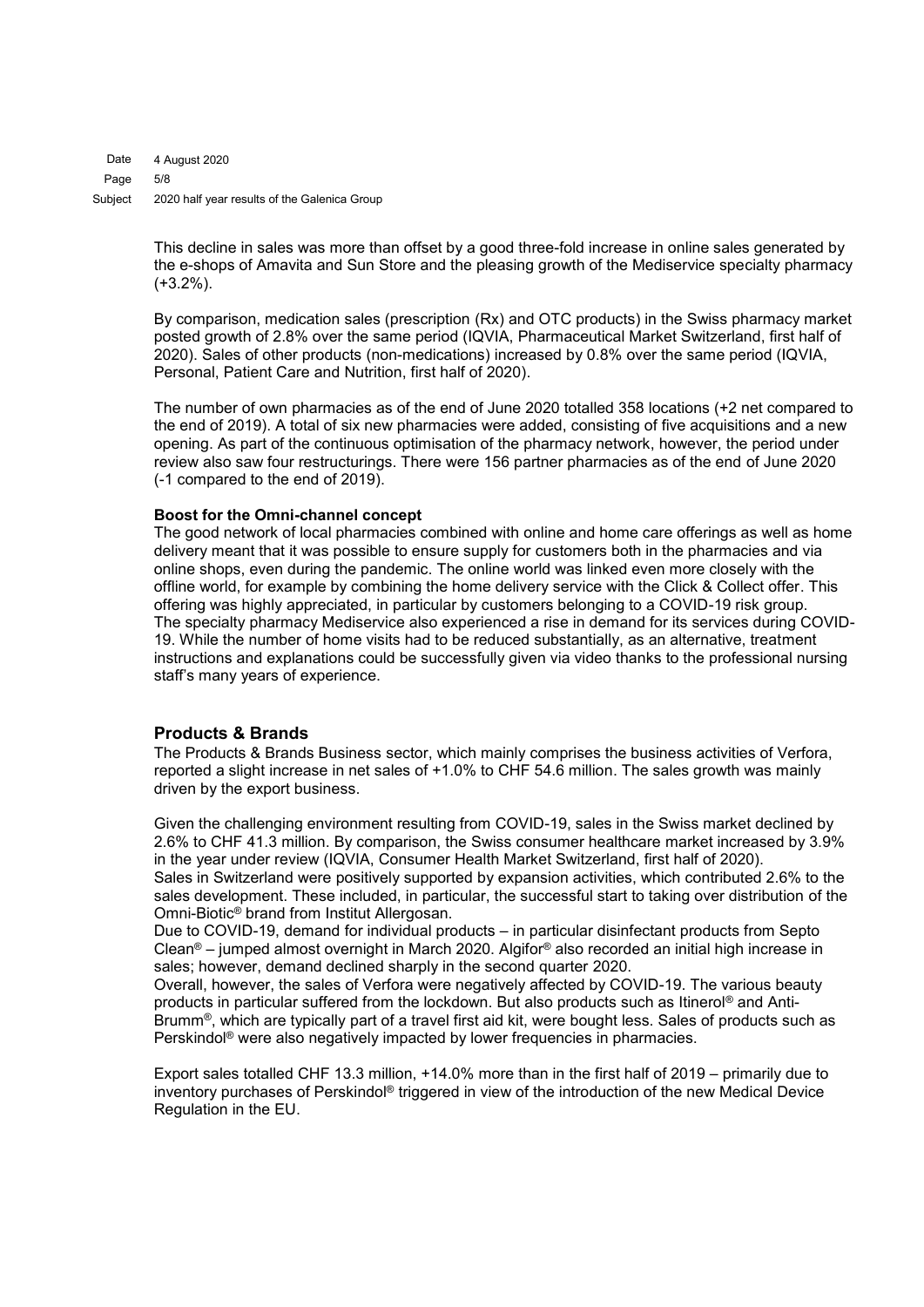This decline in sales was more than offset by a good three-fold increase in online sales generated by the e-shops of Amavita and Sun Store and the pleasing growth of the Mediservice specialty pharmacy (+3.2%).

By comparison, medication sales (prescription (Rx) and OTC products) in the Swiss pharmacy market posted growth of 2.8% over the same period (IQVIA, Pharmaceutical Market Switzerland, first half of 2020). Sales of other products (non-medications) increased by 0.8% over the same period (IQVIA, Personal, Patient Care and Nutrition, first half of 2020).

The number of own pharmacies as of the end of June 2020 totalled 358 locations (+2 net compared to the end of 2019). A total of six new pharmacies were added, consisting of five acquisitions and a new opening. As part of the continuous optimisation of the pharmacy network, however, the period under review also saw four restructurings. There were 156 partner pharmacies as of the end of June 2020 (-1 compared to the end of 2019).

**Boost for the Omni-channel concept**

The good network of local pharmacies combined with online and home care offerings as well as home delivery meant that it was possible to ensure supply for customers both in the pharmacies and via online shops, even during the pandemic. The online world was linked even more closely with the offline world, for example by combining the home delivery service with the Click & Collect offer. This offering was highly appreciated, in particular by customers belonging to a COVID-19 risk group. The specialty pharmacy Mediservice also experienced a rise in demand for its services during COVID-19. While the number of home visits had to be reduced substantially, as an alternative, treatment instructions and explanations could be successfully given via video thanks to the professional nursing staff's many years of experience.

## Products & Brands

The Products & Brands Business sector, which mainly comprises the business activities of Verfora, reported a slight increase in net sales of +1.0% to CHF 54.6 million. The sales growth was mainly driven by the export business.

Given the challenging environment resulting from COVID-19, sales in the Swiss market declined by 2.6% to CHF 41.3 million. By comparison, the Swiss consumer healthcare market increased by 3.9% in the year under review (IQVIA, Consumer Health Market Switzerland, first half of 2020).
Sales in Switzerland were positively supported by expansion activities, which contributed 2.6% to the sales development. These included, in particular, the successful start to taking over distribution of the Omni-Biotic® brand from Institut Allergosan.
Due to COVID-19, demand for individual products – in particular disinfectant products from Septo Clean® – jumped almost overnight in March 2020. Algifor® also recorded an initial high increase in sales; however, demand declined sharply in the second quarter 2020.
Overall, however, the sales of Verfora were negatively affected by COVID-19. The various beauty products in particular suffered from the lockdown. But also products such as Itinerol® and Anti-Brumm®, which are typically part of a travel first aid kit, were bought less. Sales of products such as Perskindol® were also negatively impacted by lower frequencies in pharmacies.

Export sales totalled CHF 13.3 million, +14.0% more than in the first half of 2019 – primarily due to inventory purchases of Perskindol® triggered in view of the introduction of the new Medical Device Regulation in the EU.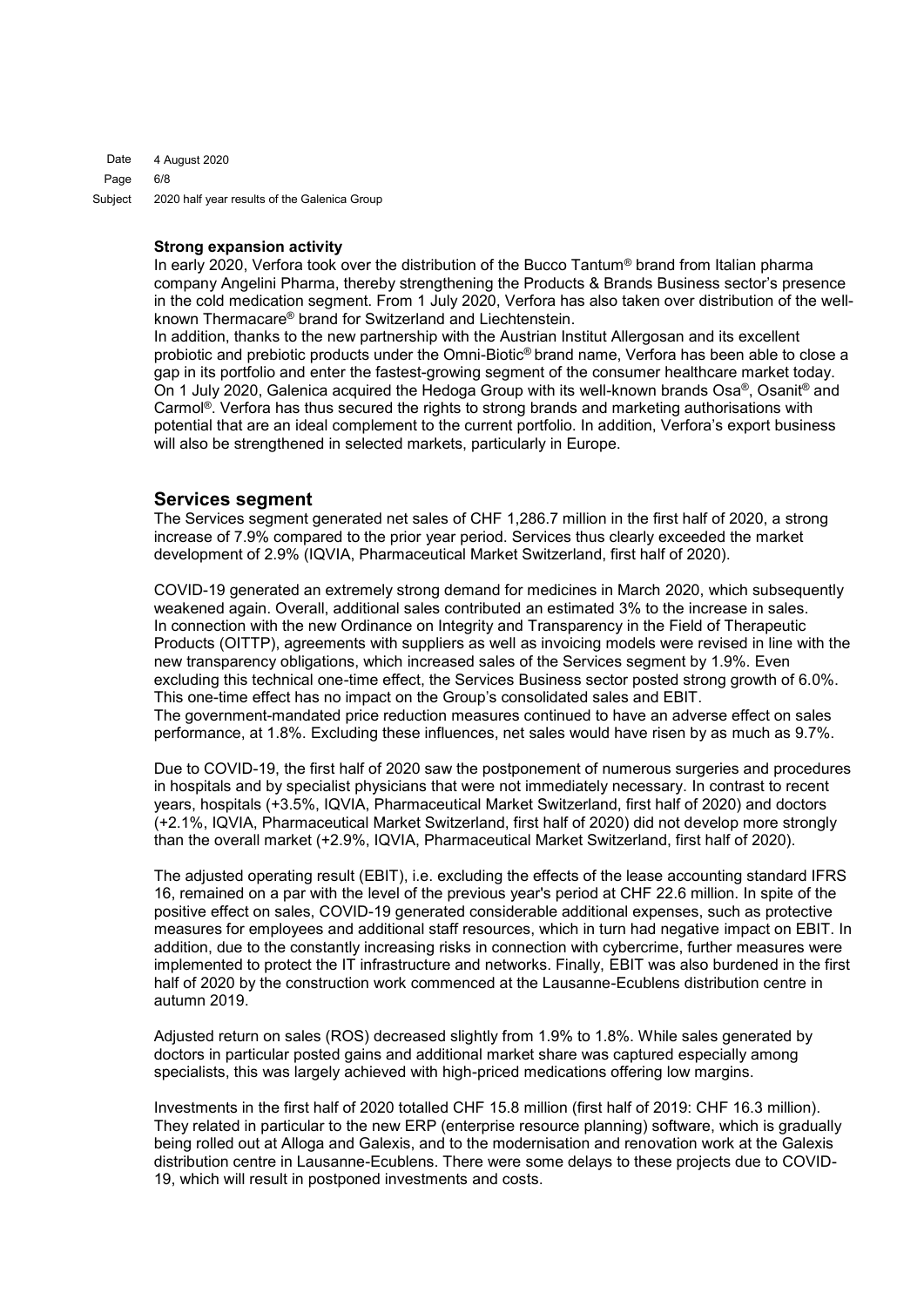**Strong expansion activity**

In early 2020, Verfora took over the distribution of the Bucco Tantum® brand from Italian pharma company Angelini Pharma, thereby strengthening the Products & Brands Business sector's presence in the cold medication segment. From 1 July 2020, Verfora has also taken over distribution of the well-known Thermacare® brand for Switzerland and Liechtenstein.

In addition, thanks to the new partnership with the Austrian Institut Allergosan and its excellent probiotic and prebiotic products under the Omni-Biotic® brand name, Verfora has been able to close a gap in its portfolio and enter the fastest-growing segment of the consumer healthcare market today. On 1 July 2020, Galenica acquired the Hedoga Group with its well-known brands Osa®, Osanit® and Carmol®. Verfora has thus secured the rights to strong brands and marketing authorisations with potential that are an ideal complement to the current portfolio. In addition, Verfora's export business will also be strengthened in selected markets, particularly in Europe.

## Services segment

The Services segment generated net sales of CHF 1,286.7 million in the first half of 2020, a strong increase of 7.9% compared to the prior year period. Services thus clearly exceeded the market development of 2.9% (IQVIA, Pharmaceutical Market Switzerland, first half of 2020).

COVID-19 generated an extremely strong demand for medicines in March 2020, which subsequently weakened again. Overall, additional sales contributed an estimated 3% to the increase in sales. In connection with the new Ordinance on Integrity and Transparency in the Field of Therapeutic Products (OITTP), agreements with suppliers as well as invoicing models were revised in line with the new transparency obligations, which increased sales of the Services segment by 1.9%. Even excluding this technical one-time effect, the Services Business sector posted strong growth of 6.0%. This one-time effect has no impact on the Group's consolidated sales and EBIT.
The government-mandated price reduction measures continued to have an adverse effect on sales performance, at 1.8%. Excluding these influences, net sales would have risen by as much as 9.7%.

Due to COVID-19, the first half of 2020 saw the postponement of numerous surgeries and procedures in hospitals and by specialist physicians that were not immediately necessary. In contrast to recent years, hospitals (+3.5%, IQVIA, Pharmaceutical Market Switzerland, first half of 2020) and doctors (+2.1%, IQVIA, Pharmaceutical Market Switzerland, first half of 2020) did not develop more strongly than the overall market (+2.9%, IQVIA, Pharmaceutical Market Switzerland, first half of 2020).

The adjusted operating result (EBIT), i.e. excluding the effects of the lease accounting standard IFRS 16, remained on a par with the level of the previous year's period at CHF 22.6 million. In spite of the positive effect on sales, COVID-19 generated considerable additional expenses, such as protective measures for employees and additional staff resources, which in turn had negative impact on EBIT. In addition, due to the constantly increasing risks in connection with cybercrime, further measures were implemented to protect the IT infrastructure and networks. Finally, EBIT was also burdened in the first half of 2020 by the construction work commenced at the Lausanne-Ecublens distribution centre in autumn 2019.

Adjusted return on sales (ROS) decreased slightly from 1.9% to 1.8%. While sales generated by doctors in particular posted gains and additional market share was captured especially among specialists, this was largely achieved with high-priced medications offering low margins.

Investments in the first half of 2020 totalled CHF 15.8 million (first half of 2019: CHF 16.3 million). They related in particular to the new ERP (enterprise resource planning) software, which is gradually being rolled out at Alloga and Galexis, and to the modernisation and renovation work at the Galexis distribution centre in Lausanne-Ecublens. There were some delays to these projects due to COVID-19, which will result in postponed investments and costs.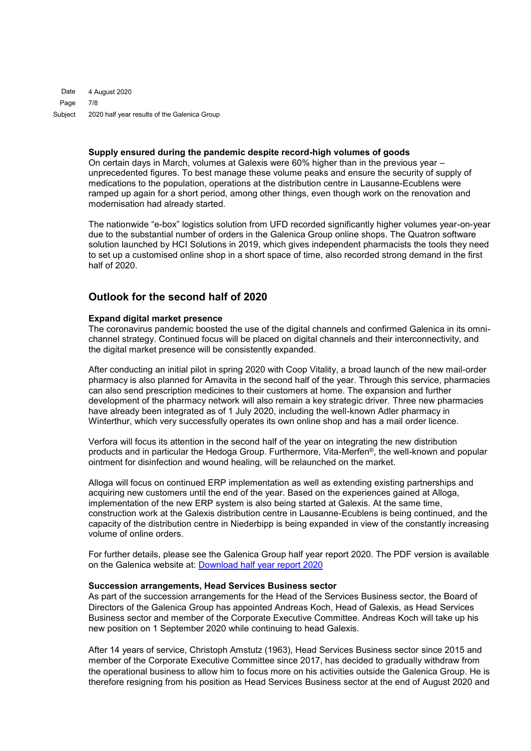**Supply ensured during the pandemic despite record-high volumes of goods**

On certain days in March, volumes at Galexis were 60% higher than in the previous year – unprecedented figures. To best manage these volume peaks and ensure the security of supply of medications to the population, operations at the distribution centre in Lausanne-Ecublens were ramped up again for a short period, among other things, even though work on the renovation and modernisation had already started.

The nationwide "e-box" logistics solution from UFD recorded significantly higher volumes year-on-year due to the substantial number of orders in the Galenica Group online shops. The Quatron software solution launched by HCI Solutions in 2019, which gives independent pharmacists the tools they need to set up a customised online shop in a short space of time, also recorded strong demand in the first half of 2020.

## Outlook for the second half of 2020

**Expand digital market presence**

The coronavirus pandemic boosted the use of the digital channels and confirmed Galenica in its omni-channel strategy. Continued focus will be placed on digital channels and their interconnectivity, and the digital market presence will be consistently expanded.

After conducting an initial pilot in spring 2020 with Coop Vitality, a broad launch of the new mail-order pharmacy is also planned for Amavita in the second half of the year. Through this service, pharmacies can also send prescription medicines to their customers at home. The expansion and further development of the pharmacy network will also remain a key strategic driver. Three new pharmacies have already been integrated as of 1 July 2020, including the well-known Adler pharmacy in Winterthur, which very successfully operates its own online shop and has a mail order licence.

Verfora will focus its attention in the second half of the year on integrating the new distribution products and in particular the Hedoga Group. Furthermore, Vita-Merfen®, the well-known and popular ointment for disinfection and wound healing, will be relaunched on the market.

Alloga will focus on continued ERP implementation as well as extending existing partnerships and acquiring new customers until the end of the year. Based on the experiences gained at Alloga, implementation of the new ERP system is also being started at Galexis. At the same time, construction work at the Galexis distribution centre in Lausanne-Ecublens is being continued, and the capacity of the distribution centre in Niederbipp is being expanded in view of the constantly increasing volume of online orders.

For further details, please see the Galenica Group half year report 2020. The PDF version is available on the Galenica website at: Download half year report 2020

**Succession arrangements, Head Services Business sector**

As part of the succession arrangements for the Head of the Services Business sector, the Board of Directors of the Galenica Group has appointed Andreas Koch, Head of Galexis, as Head Services Business sector and member of the Corporate Executive Committee. Andreas Koch will take up his new position on 1 September 2020 while continuing to head Galexis.

After 14 years of service, Christoph Amstutz (1963), Head Services Business sector since 2015 and member of the Corporate Executive Committee since 2017, has decided to gradually withdraw from the operational business to allow him to focus more on his activities outside the Galenica Group. He is therefore resigning from his position as Head Services Business sector at the end of August 2020 and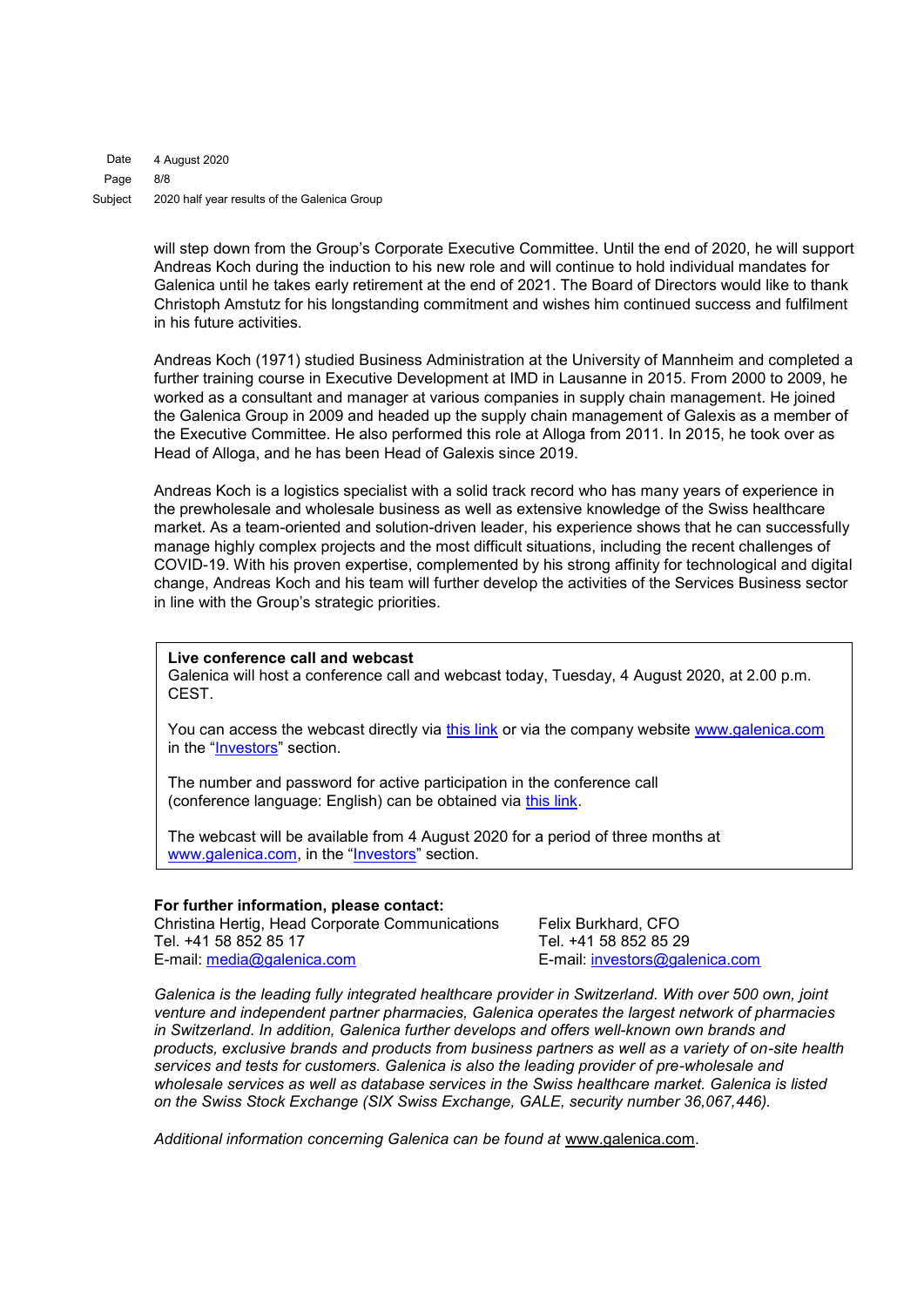will step down from the Group's Corporate Executive Committee. Until the end of 2020, he will support Andreas Koch during the induction to his new role and will continue to hold individual mandates for Galenica until he takes early retirement at the end of 2021. The Board of Directors would like to thank Christoph Amstutz for his longstanding commitment and wishes him continued success and fulfilment in his future activities.

Andreas Koch (1971) studied Business Administration at the University of Mannheim and completed a further training course in Executive Development at IMD in Lausanne in 2015. From 2000 to 2009, he worked as a consultant and manager at various companies in supply chain management. He joined the Galenica Group in 2009 and headed up the supply chain management of Galexis as a member of the Executive Committee. He also performed this role at Alloga from 2011. In 2015, he took over as Head of Alloga, and he has been Head of Galexis since 2019.

Andreas Koch is a logistics specialist with a solid track record who has many years of experience in the prewholesale and wholesale business as well as extensive knowledge of the Swiss healthcare market. As a team-oriented and solution-driven leader, his experience shows that he can successfully manage highly complex projects and the most difficult situations, including the recent challenges of COVID-19. With his proven expertise, complemented by his strong affinity for technological and digital change, Andreas Koch and his team will further develop the activities of the Services Business sector in line with the Group's strategic priorities.

**Live conference call and webcast**
Galenica will host a conference call and webcast today, Tuesday, 4 August 2020, at 2.00 p.m. CEST.

You can access the webcast directly via this link or via the company website www.galenica.com in the "Investors" section.

The number and password for active participation in the conference call (conference language: English) can be obtained via this link.

The webcast will be available from 4 August 2020 for a period of three months at www.galenica.com, in the "Investors" section.

**For further information, please contact:**

Christina Hertig, Head Corporate Communications
Tel. +41 58 852 85 17
E-mail: media@galenica.com

Felix Burkhard, CFO
Tel. +41 58 852 85 29
E-mail: investors@galenica.com

*Galenica is the leading fully integrated healthcare provider in Switzerland. With over 500 own, joint venture and independent partner pharmacies, Galenica operates the largest network of pharmacies in Switzerland. In addition, Galenica further develops and offers well-known own brands and products, exclusive brands and products from business partners as well as a variety of on-site health services and tests for customers. Galenica is also the leading provider of pre-wholesale and wholesale services as well as database services in the Swiss healthcare market. Galenica is listed on the Swiss Stock Exchange (SIX Swiss Exchange, GALE, security number 36,067,446).*

*Additional information concerning Galenica can be found at* www.galenica.com.